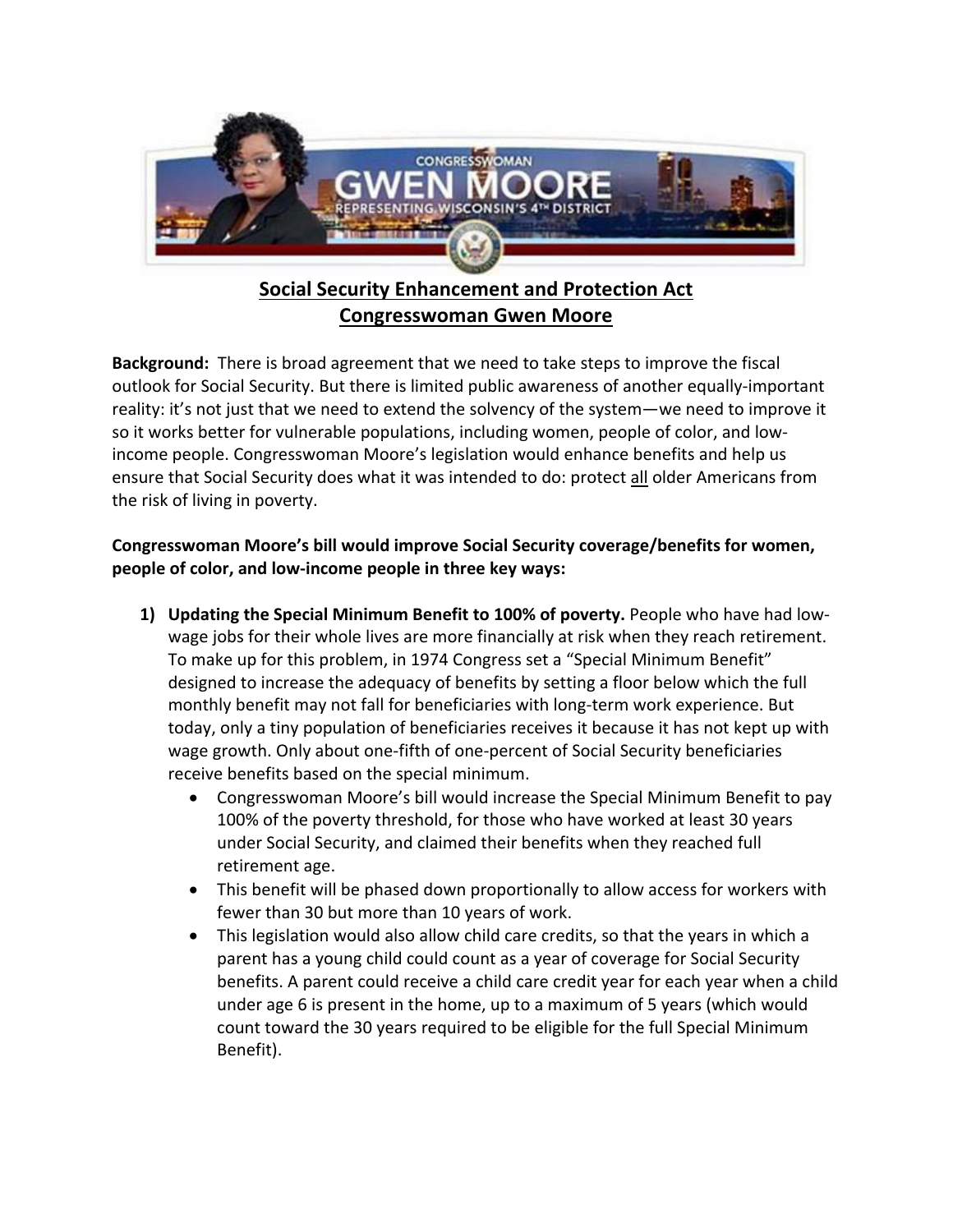# Social Security Enhancement and Protection Act
## Congresswoman Gwen Moore

**Background:** There is broad agreement that we need to take steps to improve the fiscal outlook for Social Security. But there is limited public awareness of another equally-important reality: it's not just that we need to extend the solvency of the system—we need to improve it so it works better for vulnerable populations, including women, people of color, and low-income people. Congresswoman Moore's legislation would enhance benefits and help us ensure that Social Security does what it was intended to do: protect all older Americans from the risk of living in poverty.

**Congresswoman Moore's bill would improve Social Security coverage/benefits for women, people of color, and low-income people in three key ways:**

1) **Updating the Special Minimum Benefit to 100% of poverty.** People who have had low-wage jobs for their whole lives are more financially at risk when they reach retirement. To make up for this problem, in 1974 Congress set a "Special Minimum Benefit" designed to increase the adequacy of benefits by setting a floor below which the full monthly benefit may not fall for beneficiaries with long-term work experience. But today, only a tiny population of beneficiaries receives it because it has not kept up with wage growth. Only about one-fifth of one-percent of Social Security beneficiaries receive benefits based on the special minimum.
   - Congresswoman Moore's bill would increase the Special Minimum Benefit to pay 100% of the poverty threshold, for those who have worked at least 30 years under Social Security, and claimed their benefits when they reached full retirement age.
   - This benefit will be phased down proportionally to allow access for workers with fewer than 30 but more than 10 years of work.
   - This legislation would also allow child care credits, so that the years in which a parent has a young child could count as a year of coverage for Social Security benefits. A parent could receive a child care credit year for each year when a child under age 6 is present in the home, up to a maximum of 5 years (which would count toward the 30 years required to be eligible for the full Special Minimum Benefit).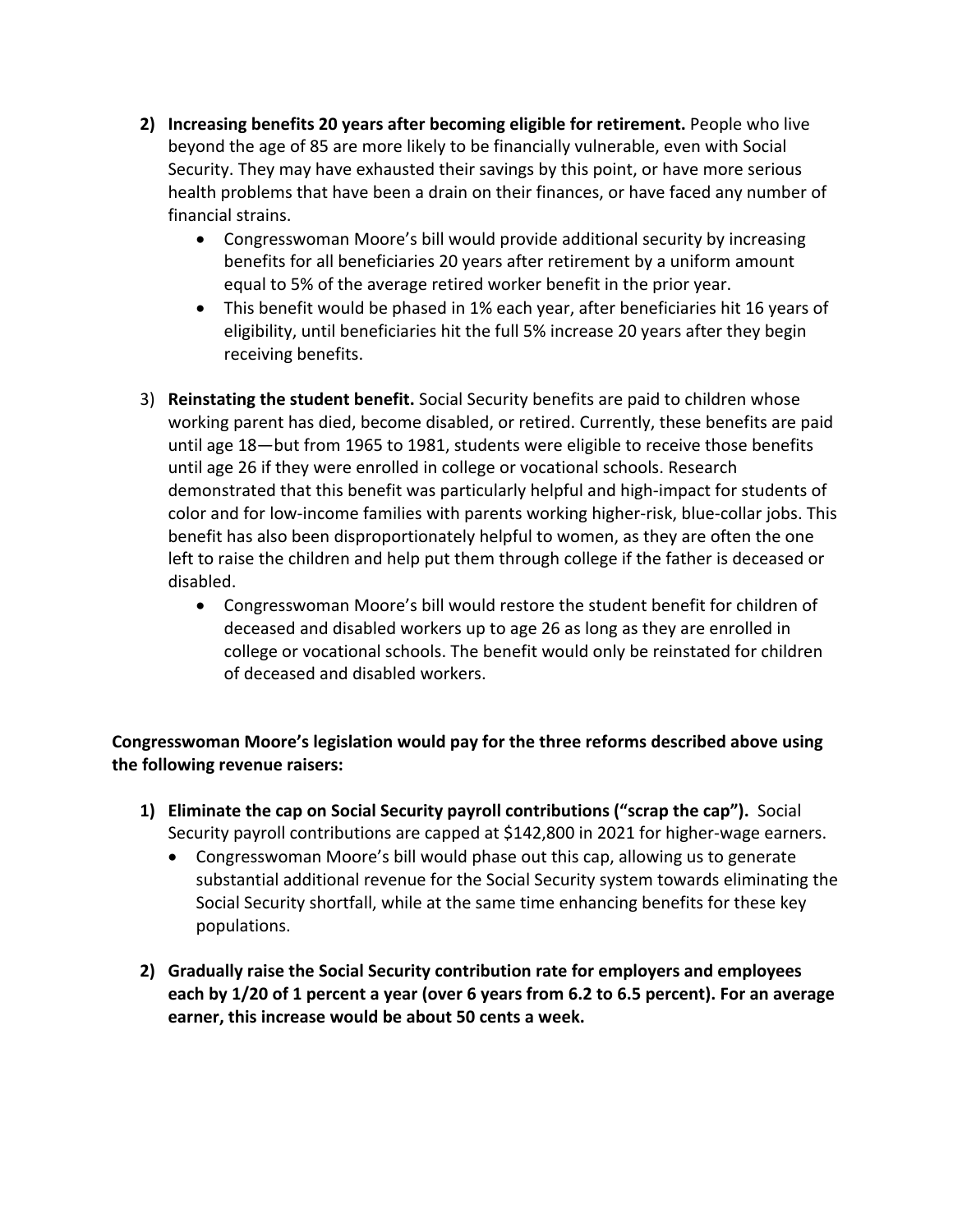2) **Increasing benefits 20 years after becoming eligible for retirement.** People who live beyond the age of 85 are more likely to be financially vulnerable, even with Social Security. They may have exhausted their savings by this point, or have more serious health problems that have been a drain on their finances, or have faced any number of financial strains.
   - Congresswoman Moore's bill would provide additional security by increasing benefits for all beneficiaries 20 years after retirement by a uniform amount equal to 5% of the average retired worker benefit in the prior year.
   - This benefit would be phased in 1% each year, after beneficiaries hit 16 years of eligibility, until beneficiaries hit the full 5% increase 20 years after they begin receiving benefits.

3) **Reinstating the student benefit.** Social Security benefits are paid to children whose working parent has died, become disabled, or retired. Currently, these benefits are paid until age 18—but from 1965 to 1981, students were eligible to receive those benefits until age 26 if they were enrolled in college or vocational schools. Research demonstrated that this benefit was particularly helpful and high-impact for students of color and for low-income families with parents working higher-risk, blue-collar jobs. This benefit has also been disproportionately helpful to women, as they are often the one left to raise the children and help put them through college if the father is deceased or disabled.
   - Congresswoman Moore's bill would restore the student benefit for children of deceased and disabled workers up to age 26 as long as they are enrolled in college or vocational schools. The benefit would only be reinstated for children of deceased and disabled workers.

**Congresswoman Moore's legislation would pay for the three reforms described above using the following revenue raisers:**

1) **Eliminate the cap on Social Security payroll contributions ("scrap the cap").** Social Security payroll contributions are capped at $142,800 in 2021 for higher-wage earners.
   - Congresswoman Moore's bill would phase out this cap, allowing us to generate substantial additional revenue for the Social Security system towards eliminating the Social Security shortfall, while at the same time enhancing benefits for these key populations.

2) **Gradually raise the Social Security contribution rate for employers and employees each by 1/20 of 1 percent a year (over 6 years from 6.2 to 6.5 percent). For an average earner, this increase would be about 50 cents a week.**